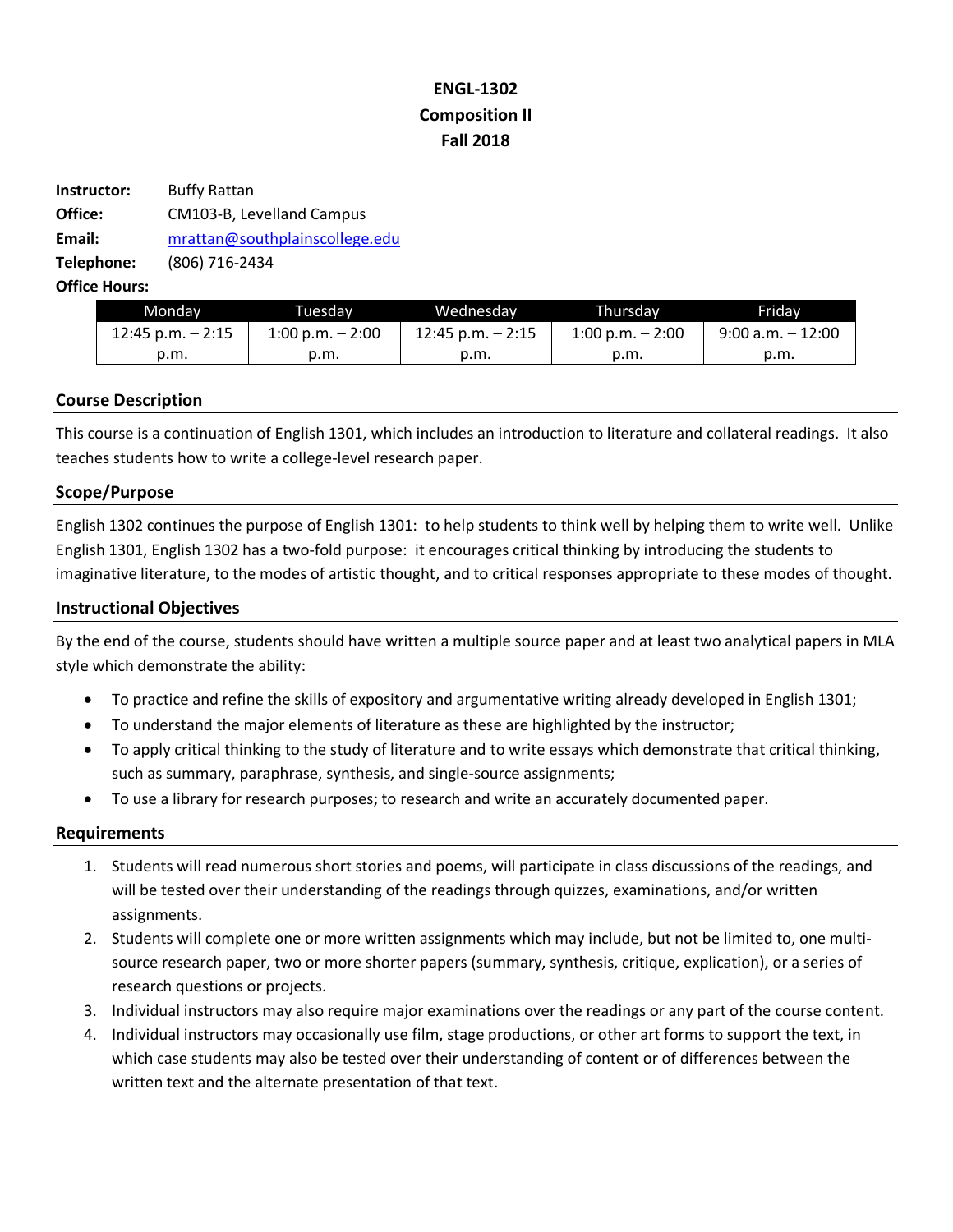# ENGL-1302
# Composition II
# Fall 2018

**Instructor:** Buffy Rattan
**Office:** CM103-B, Levelland Campus
**Email:** mrattan@southplainscollege.edu
**Telephone:** (806) 716-2434
**Office Hours:**

| Monday | Tuesday | Wednesday | Thursday | Friday |
|---|---|---|---|---|
| 12:45 p.m. – 2:15 p.m. | 1:00 p.m. – 2:00 p.m. | 12:45 p.m. – 2:15 p.m. | 1:00 p.m. – 2:00 p.m. | 9:00 a.m. – 12:00 p.m. |

## Course Description

This course is a continuation of English 1301, which includes an introduction to literature and collateral readings. It also teaches students how to write a college-level research paper.

## Scope/Purpose

English 1302 continues the purpose of English 1301: to help students to think well by helping them to write well. Unlike English 1301, English 1302 has a two-fold purpose: it encourages critical thinking by introducing the students to imaginative literature, to the modes of artistic thought, and to critical responses appropriate to these modes of thought.

## Instructional Objectives

By the end of the course, students should have written a multiple source paper and at least two analytical papers in MLA style which demonstrate the ability:

- To practice and refine the skills of expository and argumentative writing already developed in English 1301;
- To understand the major elements of literature as these are highlighted by the instructor;
- To apply critical thinking to the study of literature and to write essays which demonstrate that critical thinking, such as summary, paraphrase, synthesis, and single-source assignments;
- To use a library for research purposes; to research and write an accurately documented paper.

## Requirements

1. Students will read numerous short stories and poems, will participate in class discussions of the readings, and will be tested over their understanding of the readings through quizzes, examinations, and/or written assignments.
2. Students will complete one or more written assignments which may include, but not be limited to, one multi-source research paper, two or more shorter papers (summary, synthesis, critique, explication), or a series of research questions or projects.
3. Individual instructors may also require major examinations over the readings or any part of the course content.
4. Individual instructors may occasionally use film, stage productions, or other art forms to support the text, in which case students may also be tested over their understanding of content or of differences between the written text and the alternate presentation of that text.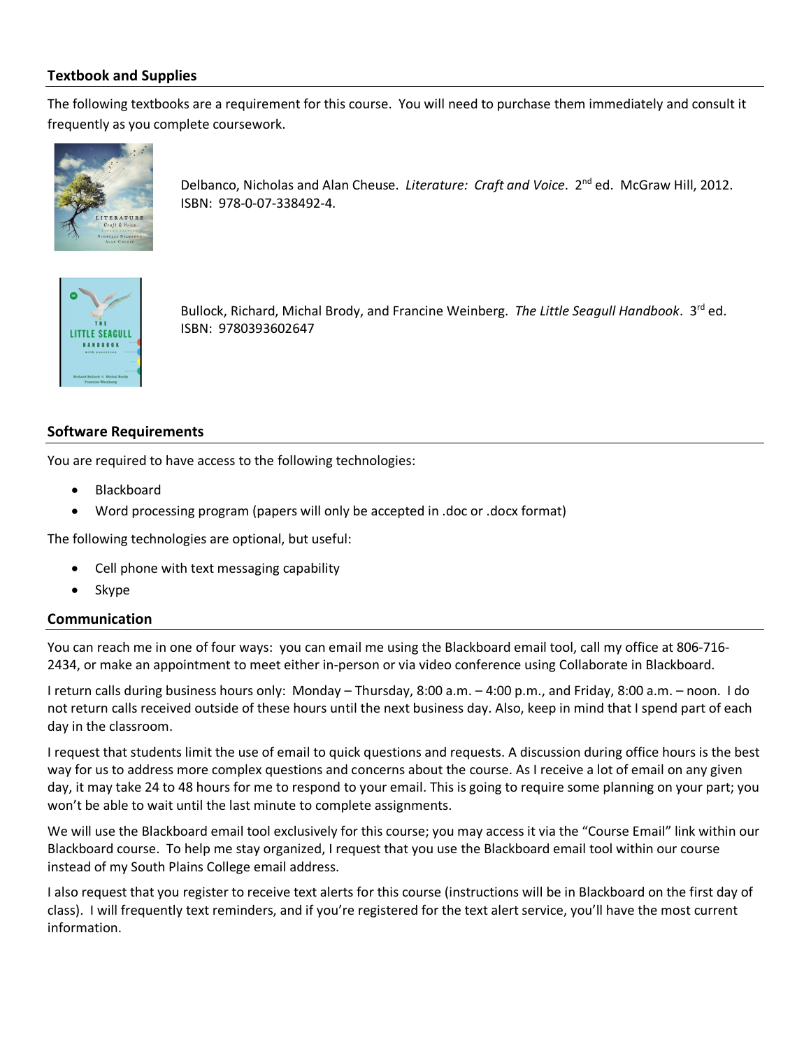## Textbook and Supplies

The following textbooks are a requirement for this course. You will need to purchase them immediately and consult it frequently as you complete coursework.

Delbanco, Nicholas and Alan Cheuse. *Literature: Craft and Voice*. 2nd ed. McGraw Hill, 2012. ISBN: 978-0-07-338492-4.

Bullock, Richard, Michal Brody, and Francine Weinberg. *The Little Seagull Handbook*. 3rd ed. ISBN: 9780393602647

## Software Requirements

You are required to have access to the following technologies:

- Blackboard
- Word processing program (papers will only be accepted in .doc or .docx format)

The following technologies are optional, but useful:

- Cell phone with text messaging capability
- Skype

## Communication

You can reach me in one of four ways: you can email me using the Blackboard email tool, call my office at 806-716-2434, or make an appointment to meet either in-person or via video conference using Collaborate in Blackboard.

I return calls during business hours only: Monday – Thursday, 8:00 a.m. – 4:00 p.m., and Friday, 8:00 a.m. – noon. I do not return calls received outside of these hours until the next business day. Also, keep in mind that I spend part of each day in the classroom.

I request that students limit the use of email to quick questions and requests. A discussion during office hours is the best way for us to address more complex questions and concerns about the course. As I receive a lot of email on any given day, it may take 24 to 48 hours for me to respond to your email. This is going to require some planning on your part; you won't be able to wait until the last minute to complete assignments.

We will use the Blackboard email tool exclusively for this course; you may access it via the "Course Email" link within our Blackboard course. To help me stay organized, I request that you use the Blackboard email tool within our course instead of my South Plains College email address.

I also request that you register to receive text alerts for this course (instructions will be in Blackboard on the first day of class). I will frequently text reminders, and if you're registered for the text alert service, you'll have the most current information.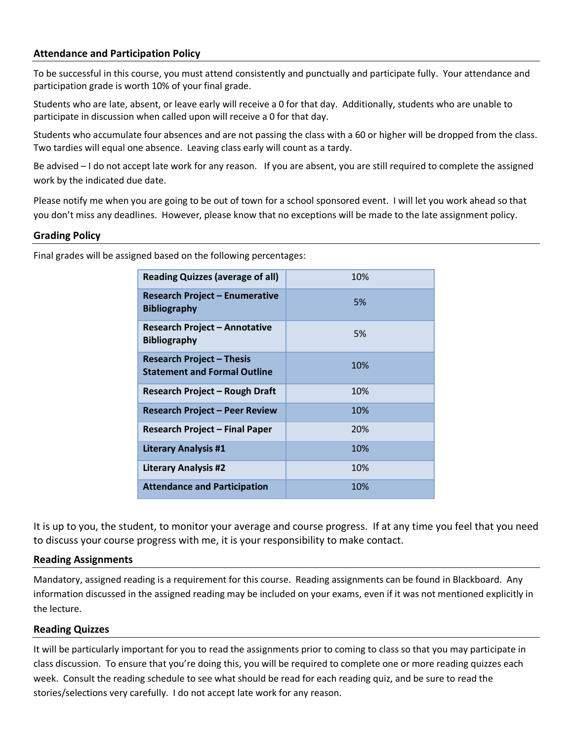## Attendance and Participation Policy

To be successful in this course, you must attend consistently and punctually and participate fully. Your attendance and participation grade is worth 10% of your final grade.

Students who are late, absent, or leave early will receive a 0 for that day. Additionally, students who are unable to participate in discussion when called upon will receive a 0 for that day.

Students who accumulate four absences and are not passing the class with a 60 or higher will be dropped from the class. Two tardies will equal one absence. Leaving class early will count as a tardy.

Be advised – I do not accept late work for any reason. If you are absent, you are still required to complete the assigned work by the indicated due date.

Please notify me when you are going to be out of town for a school sponsored event. I will let you work ahead so that you don't miss any deadlines. However, please know that no exceptions will be made to the late assignment policy.

## Grading Policy

Final grades will be assigned based on the following percentages:

| **Assignment** | **Percentage** |
|---|---|
| **Reading Quizzes (average of all)** | 10% |
| **Research Project – Enumerative Bibliography** | 5% |
| **Research Project – Annotative Bibliography** | 5% |
| **Research Project – Thesis Statement and Formal Outline** | 10% |
| **Research Project – Rough Draft** | 10% |
| **Research Project – Peer Review** | 10% |
| **Research Project – Final Paper** | 20% |
| **Literary Analysis #1** | 10% |
| **Literary Analysis #2** | 10% |
| **Attendance and Participation** | 10% |

It is up to you, the student, to monitor your average and course progress. If at any time you feel that you need to discuss your course progress with me, it is your responsibility to make contact.

## Reading Assignments

Mandatory, assigned reading is a requirement for this course. Reading assignments can be found in Blackboard. Any information discussed in the assigned reading may be included on your exams, even if it was not mentioned explicitly in the lecture.

## Reading Quizzes

It will be particularly important for you to read the assignments prior to coming to class so that you may participate in class discussion. To ensure that you're doing this, you will be required to complete one or more reading quizzes each week. Consult the reading schedule to see what should be read for each reading quiz, and be sure to read the stories/selections very carefully. I do not accept late work for any reason.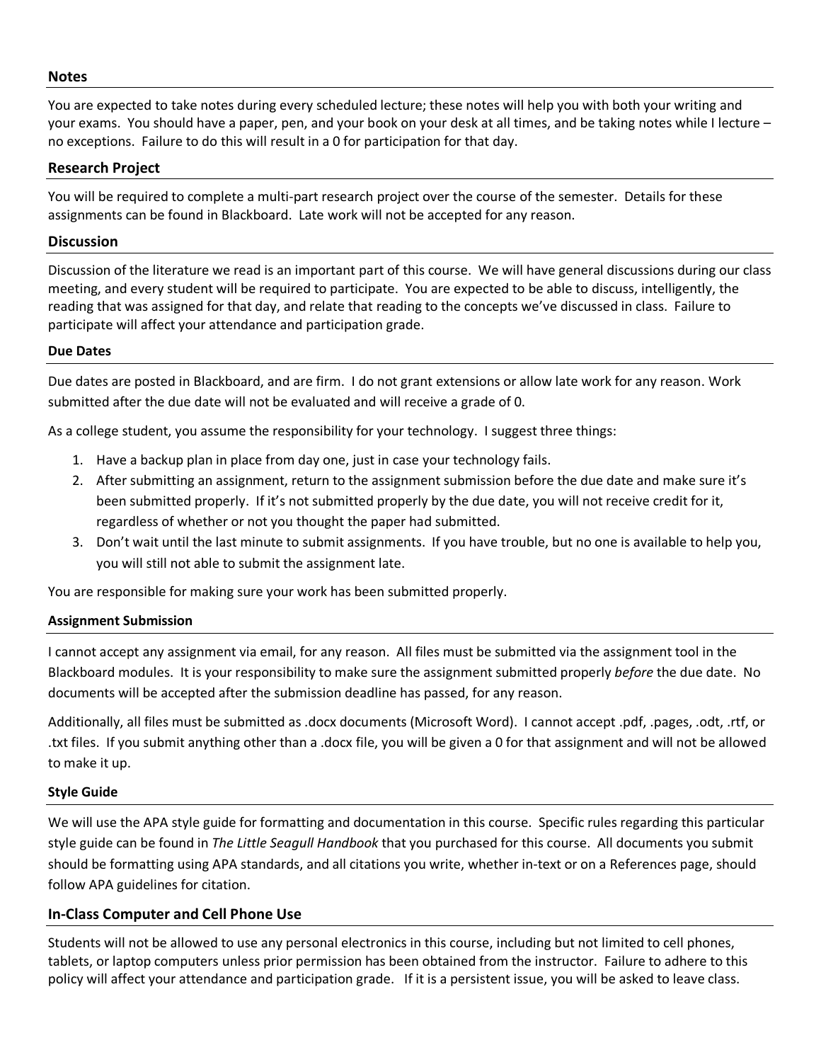## Notes

You are expected to take notes during every scheduled lecture; these notes will help you with both your writing and your exams. You should have a paper, pen, and your book on your desk at all times, and be taking notes while I lecture – no exceptions. Failure to do this will result in a 0 for participation for that day.

## Research Project

You will be required to complete a multi-part research project over the course of the semester. Details for these assignments can be found in Blackboard. Late work will not be accepted for any reason.

## Discussion

Discussion of the literature we read is an important part of this course. We will have general discussions during our class meeting, and every student will be required to participate. You are expected to be able to discuss, intelligently, the reading that was assigned for that day, and relate that reading to the concepts we've discussed in class. Failure to participate will affect your attendance and participation grade.

### Due Dates

Due dates are posted in Blackboard, and are firm. I do not grant extensions or allow late work for any reason. Work submitted after the due date will not be evaluated and will receive a grade of 0.

As a college student, you assume the responsibility for your technology. I suggest three things:

1. Have a backup plan in place from day one, just in case your technology fails.
2. After submitting an assignment, return to the assignment submission before the due date and make sure it's been submitted properly. If it's not submitted properly by the due date, you will not receive credit for it, regardless of whether or not you thought the paper had submitted.
3. Don't wait until the last minute to submit assignments. If you have trouble, but no one is available to help you, you will still not able to submit the assignment late.

You are responsible for making sure your work has been submitted properly.

### Assignment Submission

I cannot accept any assignment via email, for any reason. All files must be submitted via the assignment tool in the Blackboard modules. It is your responsibility to make sure the assignment submitted properly *before* the due date. No documents will be accepted after the submission deadline has passed, for any reason.

Additionally, all files must be submitted as .docx documents (Microsoft Word). I cannot accept .pdf, .pages, .odt, .rtf, or .txt files. If you submit anything other than a .docx file, you will be given a 0 for that assignment and will not be allowed to make it up.

### Style Guide

We will use the APA style guide for formatting and documentation in this course. Specific rules regarding this particular style guide can be found in *The Little Seagull Handbook* that you purchased for this course. All documents you submit should be formatting using APA standards, and all citations you write, whether in-text or on a References page, should follow APA guidelines for citation.

## In-Class Computer and Cell Phone Use

Students will not be allowed to use any personal electronics in this course, including but not limited to cell phones, tablets, or laptop computers unless prior permission has been obtained from the instructor. Failure to adhere to this policy will affect your attendance and participation grade. If it is a persistent issue, you will be asked to leave class.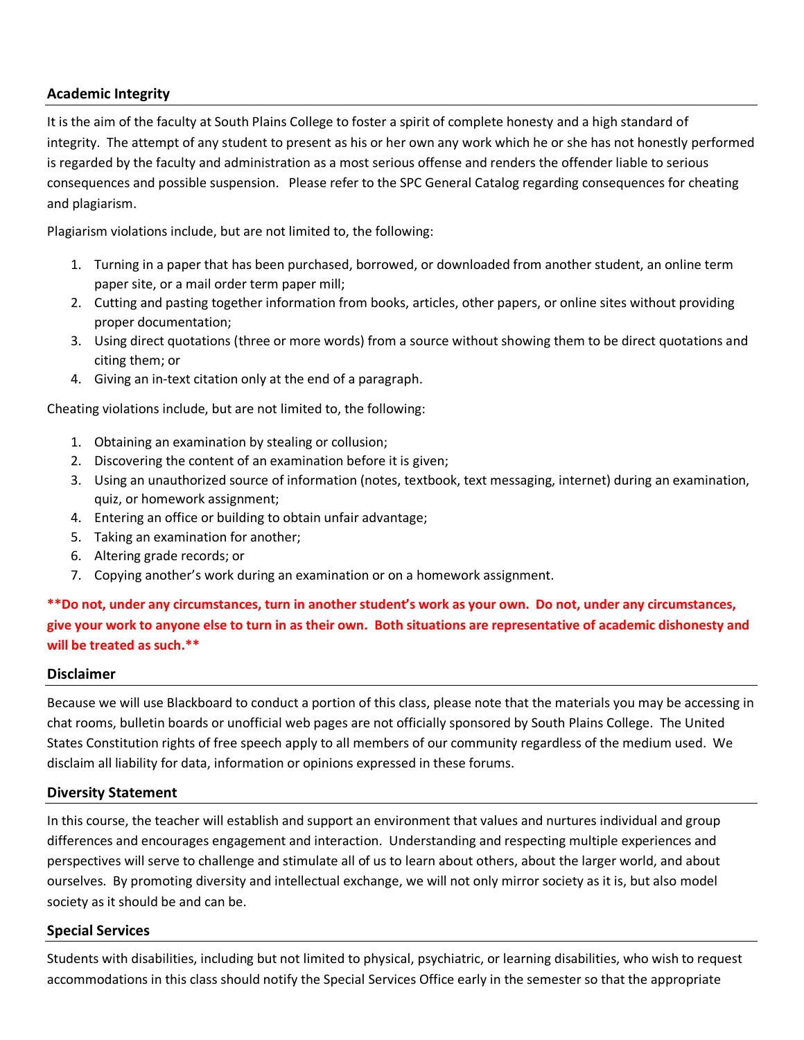## Academic Integrity

It is the aim of the faculty at South Plains College to foster a spirit of complete honesty and a high standard of integrity. The attempt of any student to present as his or her own any work which he or she has not honestly performed is regarded by the faculty and administration as a most serious offense and renders the offender liable to serious consequences and possible suspension. Please refer to the SPC General Catalog regarding consequences for cheating and plagiarism.

Plagiarism violations include, but are not limited to, the following:

1. Turning in a paper that has been purchased, borrowed, or downloaded from another student, an online term paper site, or a mail order term paper mill;
2. Cutting and pasting together information from books, articles, other papers, or online sites without providing proper documentation;
3. Using direct quotations (three or more words) from a source without showing them to be direct quotations and citing them; or
4. Giving an in-text citation only at the end of a paragraph.

Cheating violations include, but are not limited to, the following:

1. Obtaining an examination by stealing or collusion;
2. Discovering the content of an examination before it is given;
3. Using an unauthorized source of information (notes, textbook, text messaging, internet) during an examination, quiz, or homework assignment;
4. Entering an office or building to obtain unfair advantage;
5. Taking an examination for another;
6. Altering grade records; or
7. Copying another's work during an examination or on a homework assignment.

**\*\*Do not, under any circumstances, turn in another student's work as your own. Do not, under any circumstances, give your work to anyone else to turn in as their own. Both situations are representative of academic dishonesty and will be treated as such.\*\***

## Disclaimer

Because we will use Blackboard to conduct a portion of this class, please note that the materials you may be accessing in chat rooms, bulletin boards or unofficial web pages are not officially sponsored by South Plains College. The United States Constitution rights of free speech apply to all members of our community regardless of the medium used. We disclaim all liability for data, information or opinions expressed in these forums.

## Diversity Statement

In this course, the teacher will establish and support an environment that values and nurtures individual and group differences and encourages engagement and interaction. Understanding and respecting multiple experiences and perspectives will serve to challenge and stimulate all of us to learn about others, about the larger world, and about ourselves. By promoting diversity and intellectual exchange, we will not only mirror society as it is, but also model society as it should be and can be.

## Special Services

Students with disabilities, including but not limited to physical, psychiatric, or learning disabilities, who wish to request accommodations in this class should notify the Special Services Office early in the semester so that the appropriate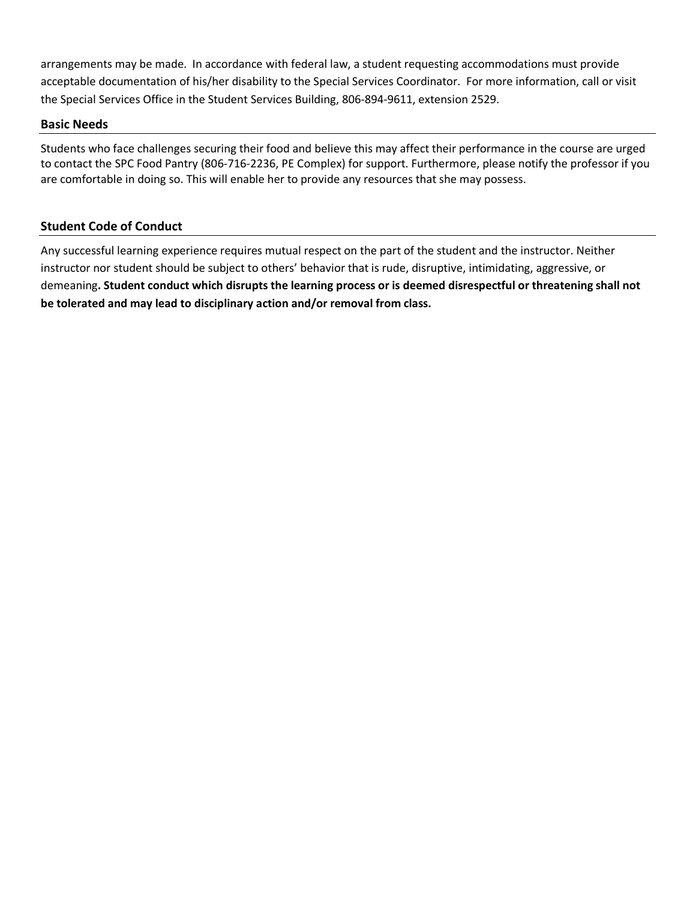arrangements may be made. In accordance with federal law, a student requesting accommodations must provide acceptable documentation of his/her disability to the Special Services Coordinator. For more information, call or visit the Special Services Office in the Student Services Building, 806-894-9611, extension 2529.

### Basic Needs

Students who face challenges securing their food and believe this may affect their performance in the course are urged to contact the SPC Food Pantry (806-716-2236, PE Complex) for support. Furthermore, please notify the professor if you are comfortable in doing so. This will enable her to provide any resources that she may possess.

### Student Code of Conduct

Any successful learning experience requires mutual respect on the part of the student and the instructor. Neither instructor nor student should be subject to others' behavior that is rude, disruptive, intimidating, aggressive, or demeaning**. Student conduct which disrupts the learning process or is deemed disrespectful or threatening shall not be tolerated and may lead to disciplinary action and/or removal from class.**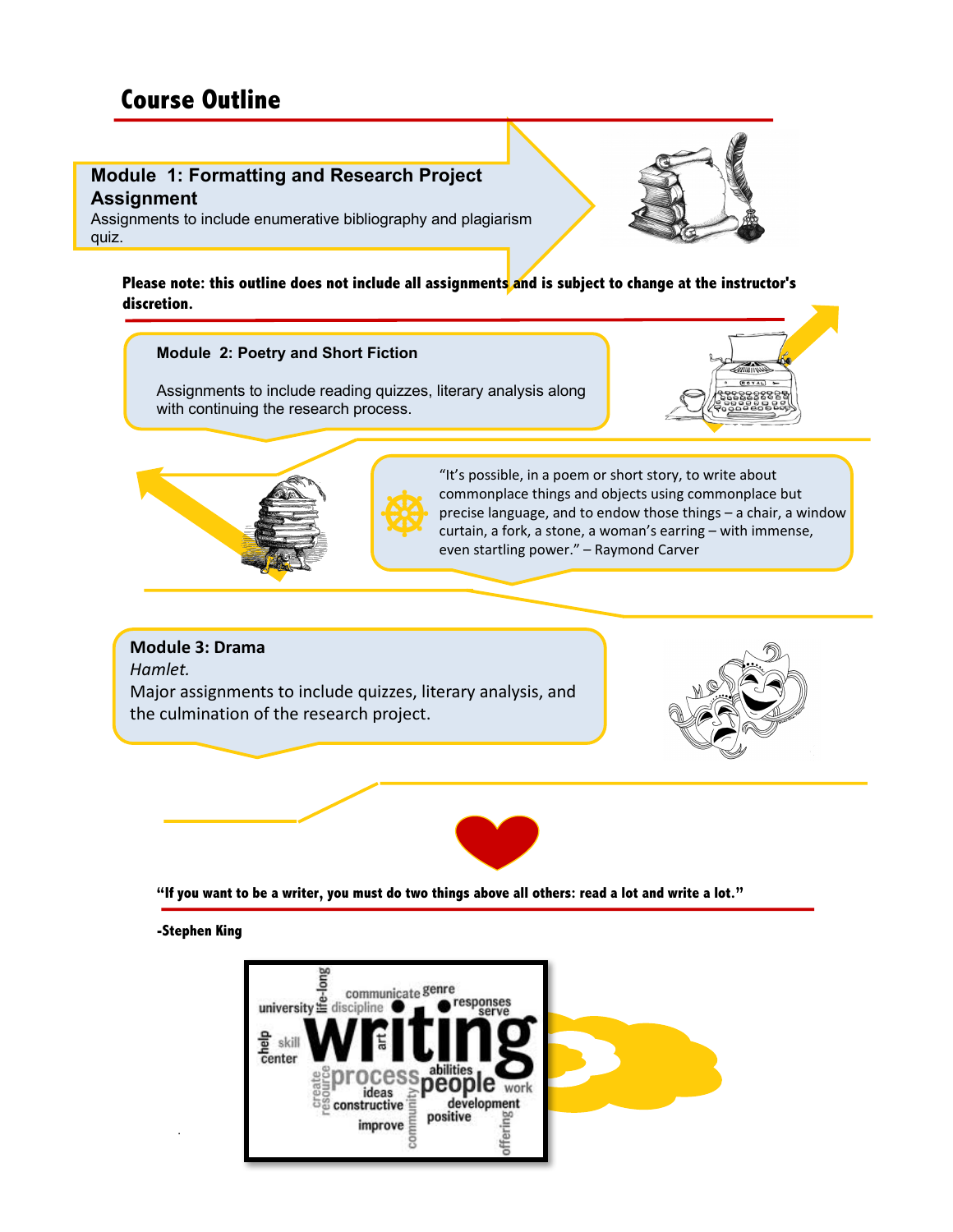# Course Outline

**Module 1: Formatting and Research Project Assignment**

Assignments to include enumerative bibliography and plagiarism quiz.

**Please note: this outline does not include all assignments and is subject to change at the instructor's discretion.**

**Module 2: Poetry and Short Fiction**

Assignments to include reading quizzes, literary analysis along with continuing the research process.

"It's possible, in a poem or short story, to write about commonplace things and objects using commonplace but precise language, and to endow those things – a chair, a window curtain, a fork, a stone, a woman's earring – with immense, even startling power." – Raymond Carver

**Module 3: Drama**

*Hamlet.*

Major assignments to include quizzes, literary analysis, and the culmination of the research project.

**"If you want to be a writer, you must do two things above all others: read a lot and write a lot."**

**-Stephen King**